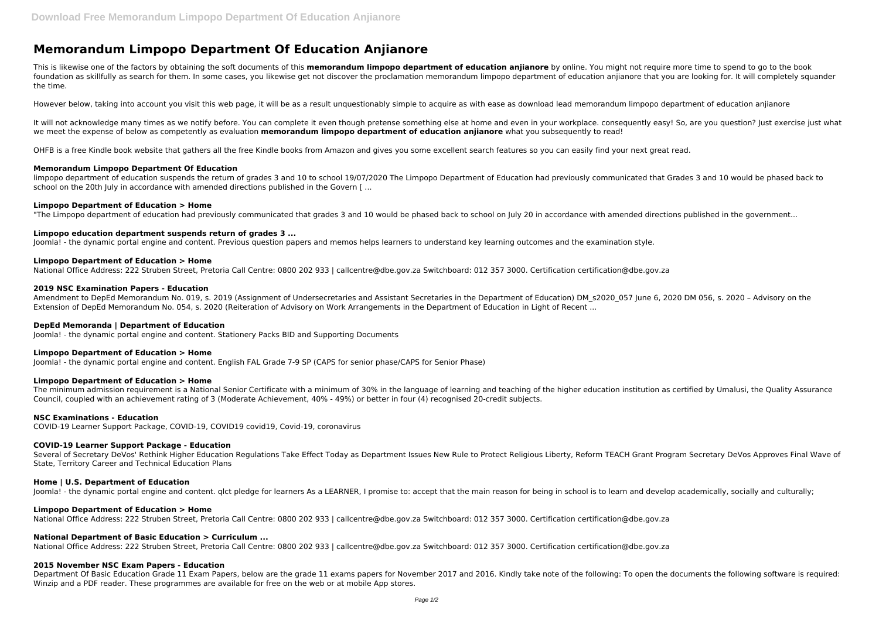# Memorandum Limpopo Department Of Education Anjianore

This is likewise one of the factors by obtaining the soft documents of this **memorandum limpopo department of education anjianore** by online. You might not require more time to spend to go to the book foundation as skillfully as search for them. In some cases, you likewise get not discover the proclamation memorandum limpopo department of education anjianore that you are looking for. It will completely squander the time.

However below, taking into account you visit this web page, it will be as a result unquestionably simple to acquire as with ease as download lead memorandum limpopo department of education anjianore

It will not acknowledge many times as we notify before. You can complete it even though pretense something else at home and even in your workplace. consequently easy! So, are you question? Just exercise just what we meet the expense of below as competently as evaluation **memorandum limpopo department of education anjianore** what you subsequently to read!

OHFB is a free Kindle book website that gathers all the free Kindle books from Amazon and gives you some excellent search features so you can easily find your next great read.

### Memorandum Limpopo Department Of Education

limpopo department of education suspends the return of grades 3 and 10 to school 19/07/2020 The Limpopo Department of Education had previously communicated that Grades 3 and 10 would be phased back to school on the 20th July in accordance with amended directions published in the Govern [ ...

### Limpopo Department of Education > Home

"The Limpopo department of education had previously communicated that grades 3 and 10 would be phased back to school on July 20 in accordance with amended directions published in the government...

### Limpopo education department suspends return of grades 3 ...

Joomla! - the dynamic portal engine and content. Previous question papers and memos helps learners to understand key learning outcomes and the examination style.

### Limpopo Department of Education > Home

National Office Address: 222 Struben Street, Pretoria Call Centre: 0800 202 933 | callcentre@dbe.gov.za Switchboard: 012 357 3000. Certification certification@dbe.gov.za

### 2019 NSC Examination Papers - Education

Amendment to DepEd Memorandum No. 019, s. 2019 (Assignment of Undersecretaries and Assistant Secretaries in the Department of Education) DM_s2020_057 June 6, 2020 DM 056, s. 2020 – Advisory on the Extension of DepEd Memorandum No. 054, s. 2020 (Reiteration of Advisory on Work Arrangements in the Department of Education in Light of Recent ...

### DepEd Memoranda | Department of Education

Joomla! - the dynamic portal engine and content. Stationery Packs BID and Supporting Documents

### Limpopo Department of Education > Home

Joomla! - the dynamic portal engine and content. English FAL Grade 7-9 SP (CAPS for senior phase/CAPS for Senior Phase)

### Limpopo Department of Education > Home

The minimum admission requirement is a National Senior Certificate with a minimum of 30% in the language of learning and teaching of the higher education institution as certified by Umalusi, the Quality Assurance Council, coupled with an achievement rating of 3 (Moderate Achievement, 40% - 49%) or better in four (4) recognised 20-credit subjects.

### NSC Examinations - Education

COVID-19 Learner Support Package, COVID-19, COVID19 covid19, Covid-19, coronavirus

### COVID-19 Learner Support Package - Education

Several of Secretary DeVos' Rethink Higher Education Regulations Take Effect Today as Department Issues New Rule to Protect Religious Liberty, Reform TEACH Grant Program Secretary DeVos Approves Final Wave of State, Territory Career and Technical Education Plans

### Home | U.S. Department of Education

Joomla! - the dynamic portal engine and content. qlct pledge for learners As a LEARNER, I promise to: accept that the main reason for being in school is to learn and develop academically, socially and culturally;

### Limpopo Department of Education > Home

National Office Address: 222 Struben Street, Pretoria Call Centre: 0800 202 933 | callcentre@dbe.gov.za Switchboard: 012 357 3000. Certification certification@dbe.gov.za

### National Department of Basic Education > Curriculum ...

National Office Address: 222 Struben Street, Pretoria Call Centre: 0800 202 933 | callcentre@dbe.gov.za Switchboard: 012 357 3000. Certification certification@dbe.gov.za

### 2015 November NSC Exam Papers - Education

Department Of Basic Education Grade 11 Exam Papers, below are the grade 11 exams papers for November 2017 and 2016. Kindly take note of the following: To open the documents the following software is required: Winzip and a PDF reader. These programmes are available for free on the web or at mobile App stores.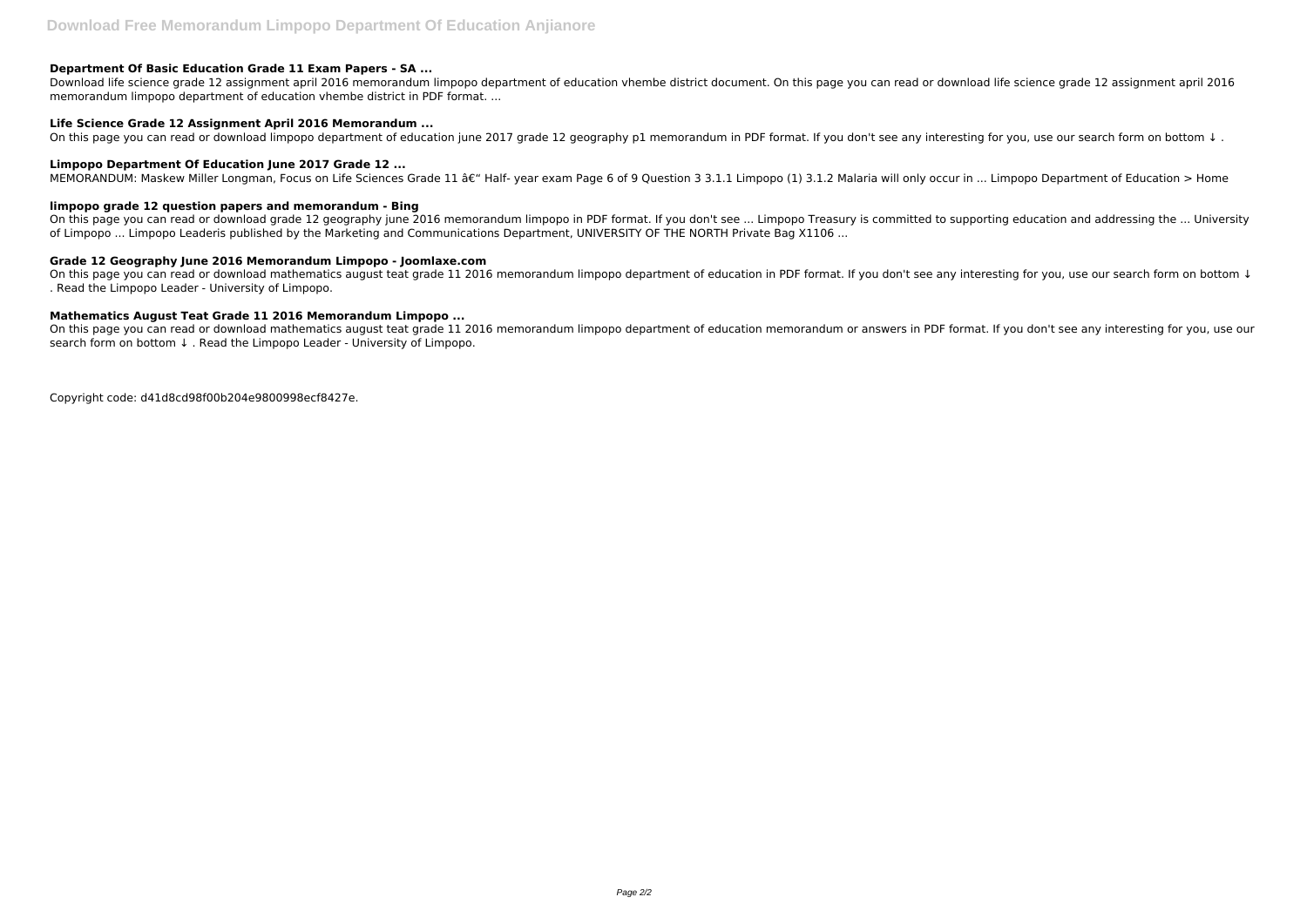### Department Of Basic Education Grade 11 Exam Papers - SA ...

Download life science grade 12 assignment april 2016 memorandum limpopo department of education vhembe district document. On this page you can read or download life science grade 12 assignment april 2016 memorandum limpopo department of education vhembe district in PDF format. ...

### Life Science Grade 12 Assignment April 2016 Memorandum ...

On this page you can read or download limpopo department of education june 2017 grade 12 geography p1 memorandum in PDF format. If you don't see any interesting for you, use our search form on bottom ↓ .

### Limpopo Department Of Education June 2017 Grade 12 ...

MEMORANDUM: Maskew Miller Longman, Focus on Life Sciences Grade 11 â€" Half- year exam Page 6 of 9 Question 3 3.1.1 Limpopo (1) 3.1.2 Malaria will only occur in ... Limpopo Department of Education > Home

### limpopo grade 12 question papers and memorandum - Bing

On this page you can read or download grade 12 geography june 2016 memorandum limpopo in PDF format. If you don't see ... Limpopo Treasury is committed to supporting education and addressing the ... University of Limpopo ... Limpopo Leaderis published by the Marketing and Communications Department, UNIVERSITY OF THE NORTH Private Bag X1106 ...

### Grade 12 Geography June 2016 Memorandum Limpopo - Joomlaxe.com

On this page you can read or download mathematics august teat grade 11 2016 memorandum limpopo department of education in PDF format. If you don't see any interesting for you, use our search form on bottom ↓ . Read the Limpopo Leader - University of Limpopo.

### Mathematics August Teat Grade 11 2016 Memorandum Limpopo ...

On this page you can read or download mathematics august teat grade 11 2016 memorandum limpopo department of education memorandum or answers in PDF format. If you don't see any interesting for you, use our search form on bottom ↓ . Read the Limpopo Leader - University of Limpopo.

Copyright code: d41d8cd98f00b204e9800998ecf8427e.